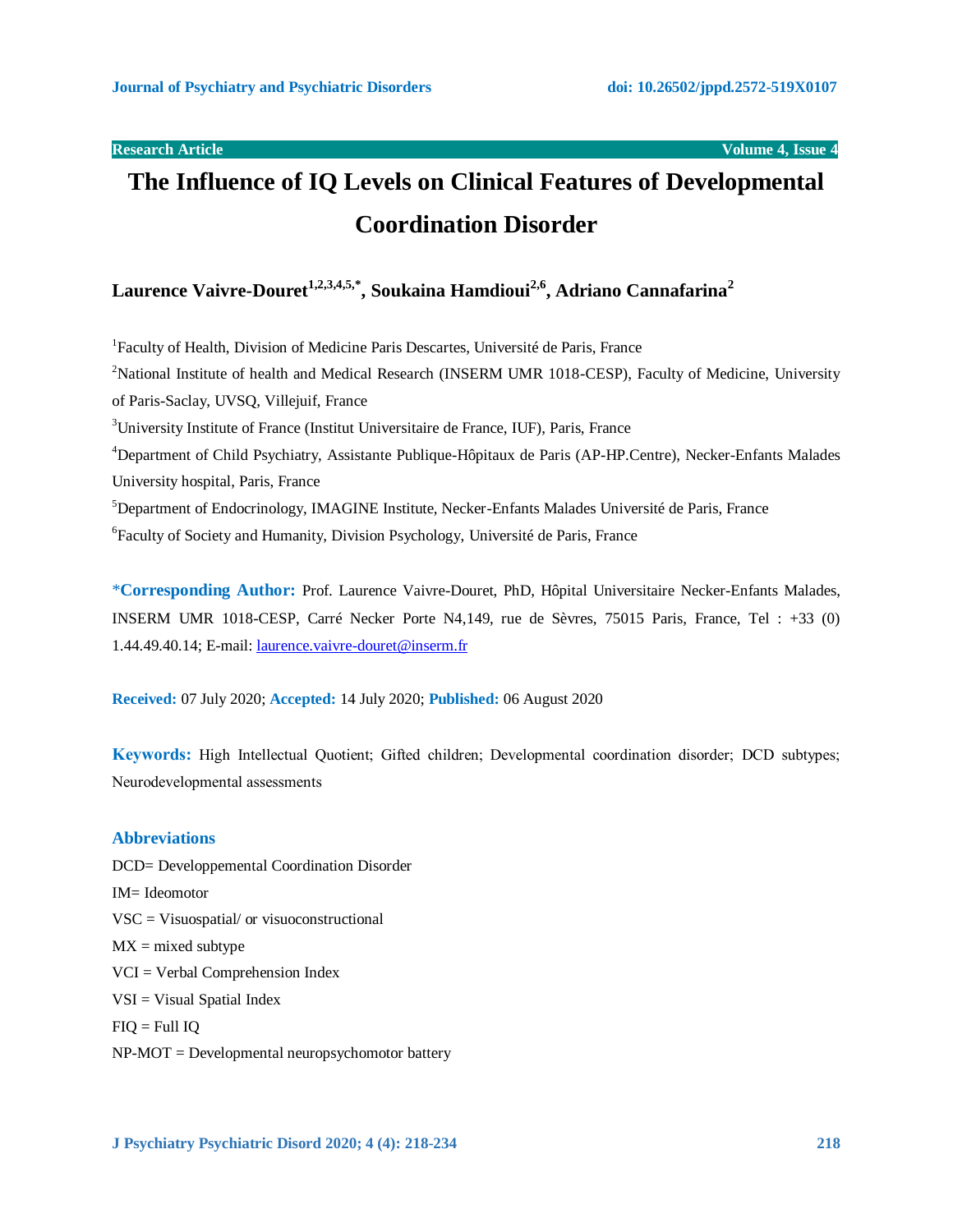Research Article

# The Influence of IQ Levels on Clinical Features of Developmental Coordination Disorder

**Laurence Vaivre-Douret[1,2,3,4,5,*], Soukaina Hamdioui[2,6], Adriano Cannafarina[2]**

[1]Faculty of Health, Division of Medicine Paris Descartes, Université de Paris, France

[2]National Institute of health and Medical Research (INSERM UMR 1018-CESP), Faculty of Medicine, University of Paris-Saclay, UVSQ, Villejuif, France

[3]University Institute of France (Institut Universitaire de France, IUF), Paris, France

[4]Department of Child Psychiatry, Assistante Publique-Hôpitaux de Paris (AP-HP.Centre), Necker-Enfants Malades University hospital, Paris, France

[5]Department of Endocrinology, IMAGINE Institute, Necker-Enfants Malades Université de Paris, France

[6]Faculty of Society and Humanity, Division Psychology, Université de Paris, France

***Corresponding Author:** Prof. Laurence Vaivre-Douret, PhD, Hôpital Universitaire Necker-Enfants Malades, INSERM UMR 1018-CESP, Carré Necker Porte N4,149, rue de Sèvres, 75015 Paris, France, Tel : +33 (0) 1.44.49.40.14; E-mail: laurence.vaivre-douret@inserm.fr

**Received:** 07 July 2020; **Accepted:** 14 July 2020; **Published:** 06 August 2020

**Keywords:** High Intellectual Quotient; Gifted children; Developmental coordination disorder; DCD subtypes; Neurodevelopmental assessments

## Abbreviations

DCD= Developpemental Coordination Disorder

IM= Ideomotor

VSC = Visuospatial/ or visuoconstructional

MX = mixed subtype

VCI = Verbal Comprehension Index

VSI = Visual Spatial Index

FIQ = Full IQ

NP-MOT = Developmental neuropsychomotor battery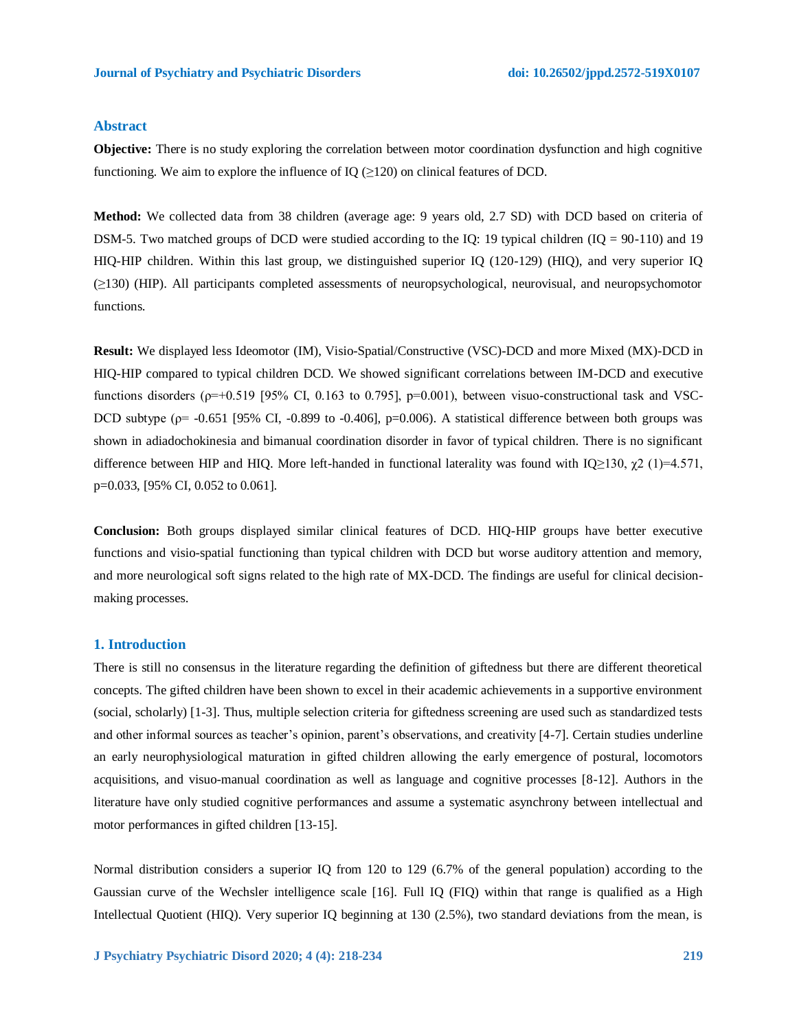## Abstract

**Objective:** There is no study exploring the correlation between motor coordination dysfunction and high cognitive functioning. We aim to explore the influence of IQ (≥120) on clinical features of DCD.

**Method:** We collected data from 38 children (average age: 9 years old, 2.7 SD) with DCD based on criteria of DSM-5. Two matched groups of DCD were studied according to the IQ: 19 typical children (IQ = 90-110) and 19 HIQ-HIP children. Within this last group, we distinguished superior IQ (120-129) (HIQ), and very superior IQ (≥130) (HIP). All participants completed assessments of neuropsychological, neurovisual, and neuropsychomotor functions.

**Result:** We displayed less Ideomotor (IM), Visio-Spatial/Constructive (VSC)-DCD and more Mixed (MX)-DCD in HIQ-HIP compared to typical children DCD. We showed significant correlations between IM-DCD and executive functions disorders ($\rho=+0.519$ [95% CI, 0.163 to 0.795], $p=0.001$), between visuo-constructional task and VSC-DCD subtype ($\rho= -0.651$ [95% CI, -0.899 to -0.406], $p=0.006$). A statistical difference between both groups was shown in adiadochokinesia and bimanual coordination disorder in favor of typical children. There is no significant difference between HIP and HIQ. More left-handed in functional laterality was found with IQ≥130, $\chi2$ (1)=4.571, $p=0.033$, [95% CI, 0.052 to 0.061].

**Conclusion:** Both groups displayed similar clinical features of DCD. HIQ-HIP groups have better executive functions and visio-spatial functioning than typical children with DCD but worse auditory attention and memory, and more neurological soft signs related to the high rate of MX-DCD. The findings are useful for clinical decision-making processes.

## 1. Introduction

There is still no consensus in the literature regarding the definition of giftedness but there are different theoretical concepts. The gifted children have been shown to excel in their academic achievements in a supportive environment (social, scholarly) [1-3]. Thus, multiple selection criteria for giftedness screening are used such as standardized tests and other informal sources as teacher's opinion, parent's observations, and creativity [4-7]. Certain studies underline an early neurophysiological maturation in gifted children allowing the early emergence of postural, locomotors acquisitions, and visuo-manual coordination as well as language and cognitive processes [8-12]. Authors in the literature have only studied cognitive performances and assume a systematic asynchrony between intellectual and motor performances in gifted children [13-15].

Normal distribution considers a superior IQ from 120 to 129 (6.7% of the general population) according to the Gaussian curve of the Wechsler intelligence scale [16]. Full IQ (FIQ) within that range is qualified as a High Intellectual Quotient (HIQ). Very superior IQ beginning at 130 (2.5%), two standard deviations from the mean, is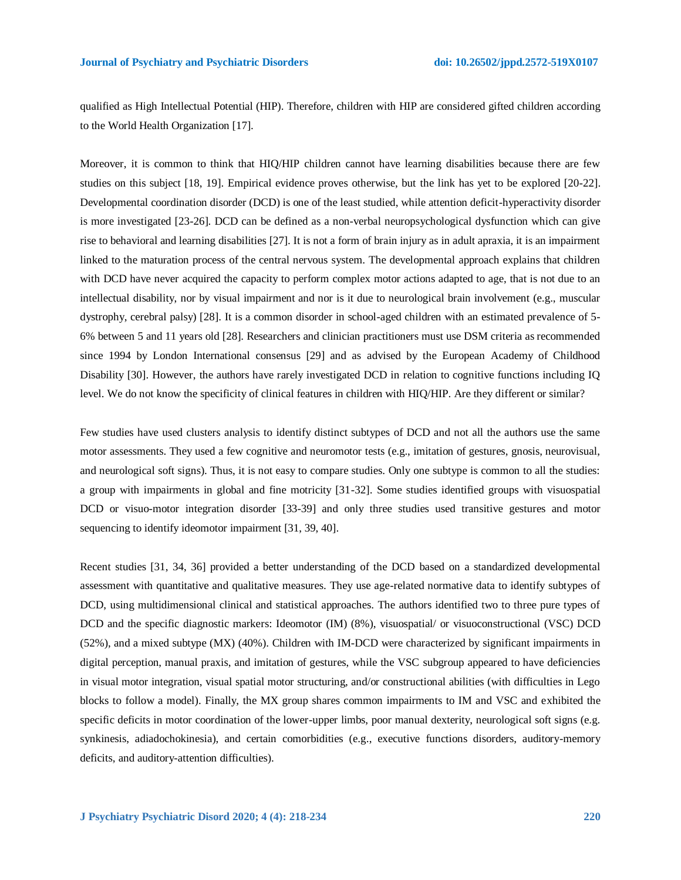qualified as High Intellectual Potential (HIP). Therefore, children with HIP are considered gifted children according to the World Health Organization [17].

Moreover, it is common to think that HIQ/HIP children cannot have learning disabilities because there are few studies on this subject [18, 19]. Empirical evidence proves otherwise, but the link has yet to be explored [20-22]. Developmental coordination disorder (DCD) is one of the least studied, while attention deficit-hyperactivity disorder is more investigated [23-26]. DCD can be defined as a non-verbal neuropsychological dysfunction which can give rise to behavioral and learning disabilities [27]. It is not a form of brain injury as in adult apraxia, it is an impairment linked to the maturation process of the central nervous system. The developmental approach explains that children with DCD have never acquired the capacity to perform complex motor actions adapted to age, that is not due to an intellectual disability, nor by visual impairment and nor is it due to neurological brain involvement (e.g., muscular dystrophy, cerebral palsy) [28]. It is a common disorder in school-aged children with an estimated prevalence of 5-6% between 5 and 11 years old [28]. Researchers and clinician practitioners must use DSM criteria as recommended since 1994 by London International consensus [29] and as advised by the European Academy of Childhood Disability [30]. However, the authors have rarely investigated DCD in relation to cognitive functions including IQ level. We do not know the specificity of clinical features in children with HIQ/HIP. Are they different or similar?

Few studies have used clusters analysis to identify distinct subtypes of DCD and not all the authors use the same motor assessments. They used a few cognitive and neuromotor tests (e.g., imitation of gestures, gnosis, neurovisual, and neurological soft signs). Thus, it is not easy to compare studies. Only one subtype is common to all the studies: a group with impairments in global and fine motricity [31-32]. Some studies identified groups with visuospatial DCD or visuo-motor integration disorder [33-39] and only three studies used transitive gestures and motor sequencing to identify ideomotor impairment [31, 39, 40].

Recent studies [31, 34, 36] provided a better understanding of the DCD based on a standardized developmental assessment with quantitative and qualitative measures. They use age-related normative data to identify subtypes of DCD, using multidimensional clinical and statistical approaches. The authors identified two to three pure types of DCD and the specific diagnostic markers: Ideomotor (IM) (8%), visuospatial/ or visuoconstructional (VSC) DCD (52%), and a mixed subtype (MX) (40%). Children with IM-DCD were characterized by significant impairments in digital perception, manual praxis, and imitation of gestures, while the VSC subgroup appeared to have deficiencies in visual motor integration, visual spatial motor structuring, and/or constructional abilities (with difficulties in Lego blocks to follow a model). Finally, the MX group shares common impairments to IM and VSC and exhibited the specific deficits in motor coordination of the lower-upper limbs, poor manual dexterity, neurological soft signs (e.g. synkinesis, adiadochokinesia), and certain comorbidities (e.g., executive functions disorders, auditory-memory deficits, and auditory-attention difficulties).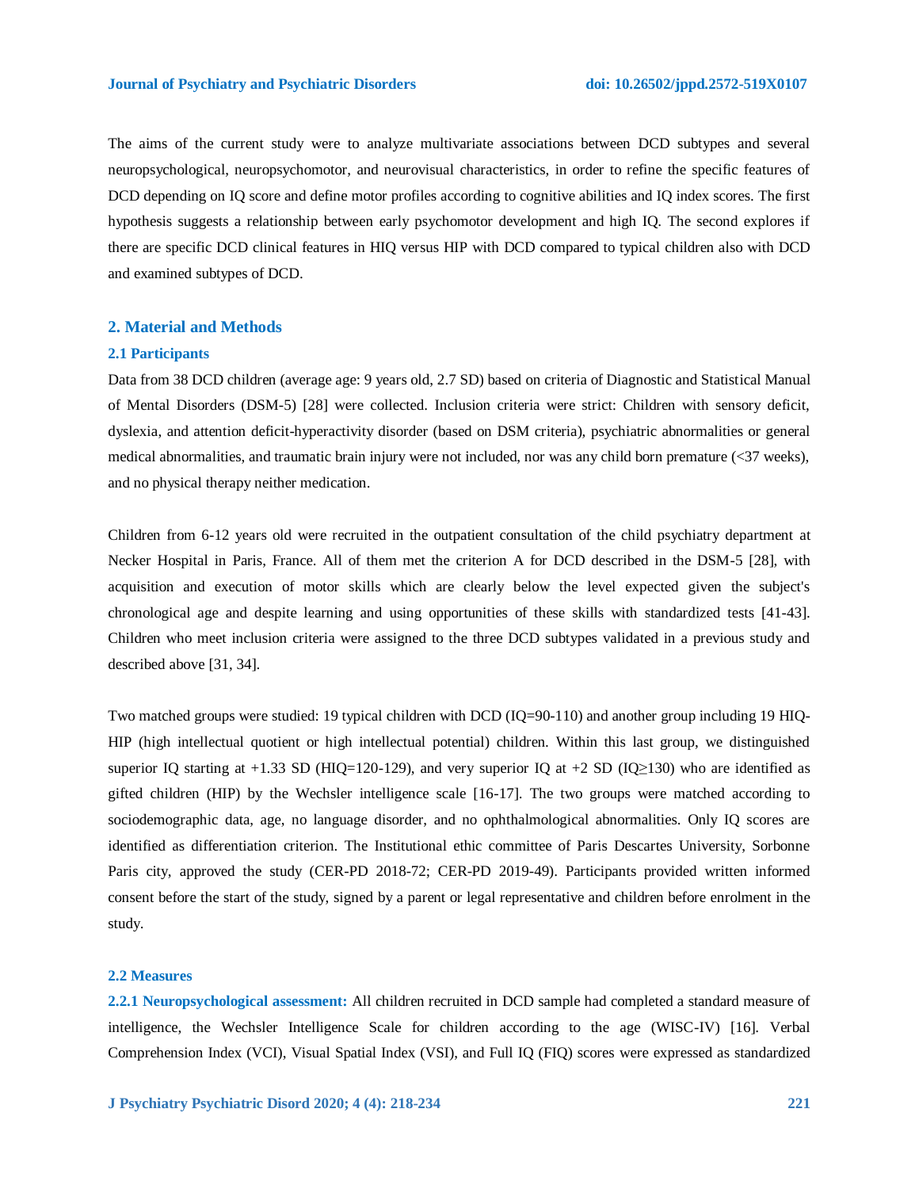The aims of the current study were to analyze multivariate associations between DCD subtypes and several neuropsychological, neuropsychomotor, and neurovisual characteristics, in order to refine the specific features of DCD depending on IQ score and define motor profiles according to cognitive abilities and IQ index scores. The first hypothesis suggests a relationship between early psychomotor development and high IQ. The second explores if there are specific DCD clinical features in HIQ versus HIP with DCD compared to typical children also with DCD and examined subtypes of DCD.

## 2. Material and Methods

### 2.1 Participants

Data from 38 DCD children (average age: 9 years old, 2.7 SD) based on criteria of Diagnostic and Statistical Manual of Mental Disorders (DSM-5) [28] were collected. Inclusion criteria were strict: Children with sensory deficit, dyslexia, and attention deficit-hyperactivity disorder (based on DSM criteria), psychiatric abnormalities or general medical abnormalities, and traumatic brain injury were not included, nor was any child born premature (<37 weeks), and no physical therapy neither medication.

Children from 6-12 years old were recruited in the outpatient consultation of the child psychiatry department at Necker Hospital in Paris, France. All of them met the criterion A for DCD described in the DSM-5 [28], with acquisition and execution of motor skills which are clearly below the level expected given the subject's chronological age and despite learning and using opportunities of these skills with standardized tests [41-43]. Children who meet inclusion criteria were assigned to the three DCD subtypes validated in a previous study and described above [31, 34].

Two matched groups were studied: 19 typical children with DCD (IQ=90-110) and another group including 19 HIQ-HIP (high intellectual quotient or high intellectual potential) children. Within this last group, we distinguished superior IQ starting at +1.33 SD (HIQ=120-129), and very superior IQ at +2 SD (IQ≥130) who are identified as gifted children (HIP) by the Wechsler intelligence scale [16-17]. The two groups were matched according to sociodemographic data, age, no language disorder, and no ophthalmological abnormalities. Only IQ scores are identified as differentiation criterion. The Institutional ethic committee of Paris Descartes University, Sorbonne Paris city, approved the study (CER-PD 2018-72; CER-PD 2019-49). Participants provided written informed consent before the start of the study, signed by a parent or legal representative and children before enrolment in the study.

### 2.2 Measures

**2.2.1 Neuropsychological assessment:** All children recruited in DCD sample had completed a standard measure of intelligence, the Wechsler Intelligence Scale for children according to the age (WISC-IV) [16]. Verbal Comprehension Index (VCI), Visual Spatial Index (VSI), and Full IQ (FIQ) scores were expressed as standardized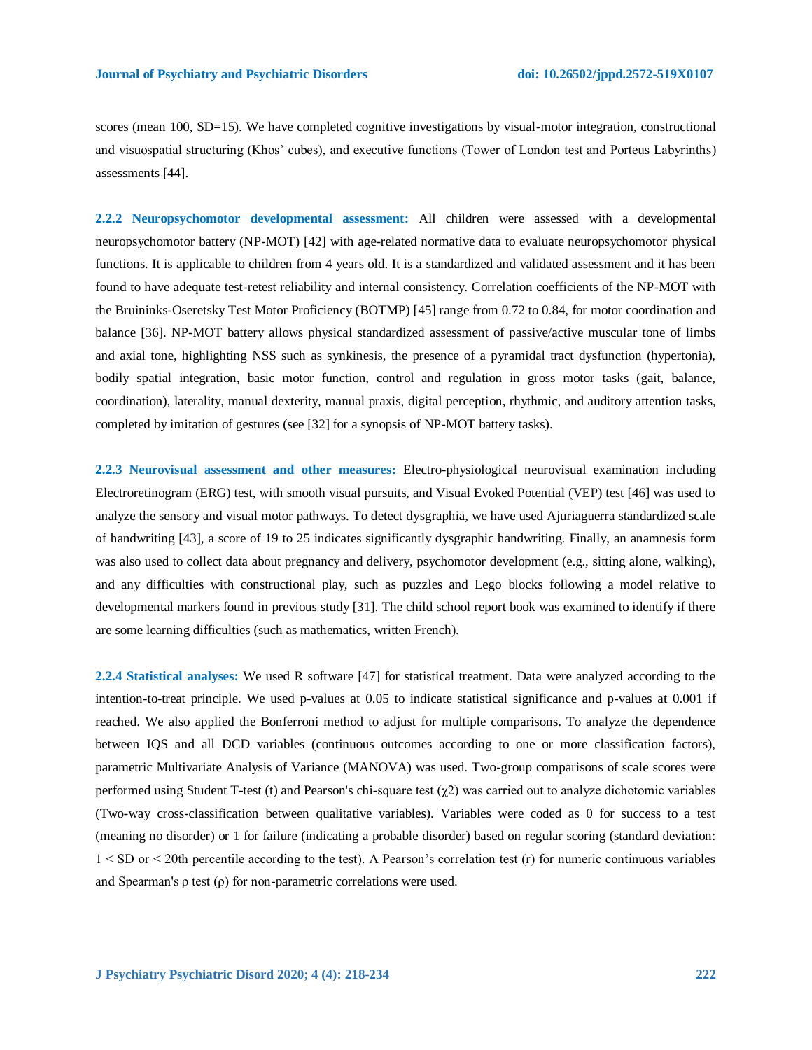scores (mean 100, SD=15). We have completed cognitive investigations by visual-motor integration, constructional and visuospatial structuring (Khos' cubes), and executive functions (Tower of London test and Porteus Labyrinths) assessments [44].

**2.2.2 Neuropsychomotor developmental assessment:** All children were assessed with a developmental neuropsychomotor battery (NP-MOT) [42] with age-related normative data to evaluate neuropsychomotor physical functions. It is applicable to children from 4 years old. It is a standardized and validated assessment and it has been found to have adequate test-retest reliability and internal consistency. Correlation coefficients of the NP-MOT with the Bruininks-Oseretsky Test Motor Proficiency (BOTMP) [45] range from 0.72 to 0.84, for motor coordination and balance [36]. NP-MOT battery allows physical standardized assessment of passive/active muscular tone of limbs and axial tone, highlighting NSS such as synkinesis, the presence of a pyramidal tract dysfunction (hypertonia), bodily spatial integration, basic motor function, control and regulation in gross motor tasks (gait, balance, coordination), laterality, manual dexterity, manual praxis, digital perception, rhythmic, and auditory attention tasks, completed by imitation of gestures (see [32] for a synopsis of NP-MOT battery tasks).

**2.2.3 Neurovisual assessment and other measures:** Electro-physiological neurovisual examination including Electroretinogram (ERG) test, with smooth visual pursuits, and Visual Evoked Potential (VEP) test [46] was used to analyze the sensory and visual motor pathways. To detect dysgraphia, we have used Ajuriaguerra standardized scale of handwriting [43], a score of 19 to 25 indicates significantly dysgraphic handwriting. Finally, an anamnesis form was also used to collect data about pregnancy and delivery, psychomotor development (e.g., sitting alone, walking), and any difficulties with constructional play, such as puzzles and Lego blocks following a model relative to developmental markers found in previous study [31]. The child school report book was examined to identify if there are some learning difficulties (such as mathematics, written French).

**2.2.4 Statistical analyses:** We used R software [47] for statistical treatment. Data were analyzed according to the intention-to-treat principle. We used p-values at 0.05 to indicate statistical significance and p-values at 0.001 if reached. We also applied the Bonferroni method to adjust for multiple comparisons. To analyze the dependence between IQS and all DCD variables (continuous outcomes according to one or more classification factors), parametric Multivariate Analysis of Variance (MANOVA) was used. Two-group comparisons of scale scores were performed using Student T-test (t) and Pearson's chi-square test ($\chi 2$) was carried out to analyze dichotomic variables (Two-way cross-classification between qualitative variables). Variables were coded as 0 for success to a test (meaning no disorder) or 1 for failure (indicating a probable disorder) based on regular scoring (standard deviation: $1 < SD$ or $< 20$th percentile according to the test). A Pearson's correlation test (r) for numeric continuous variables and Spearman's ρ test (ρ) for non-parametric correlations were used.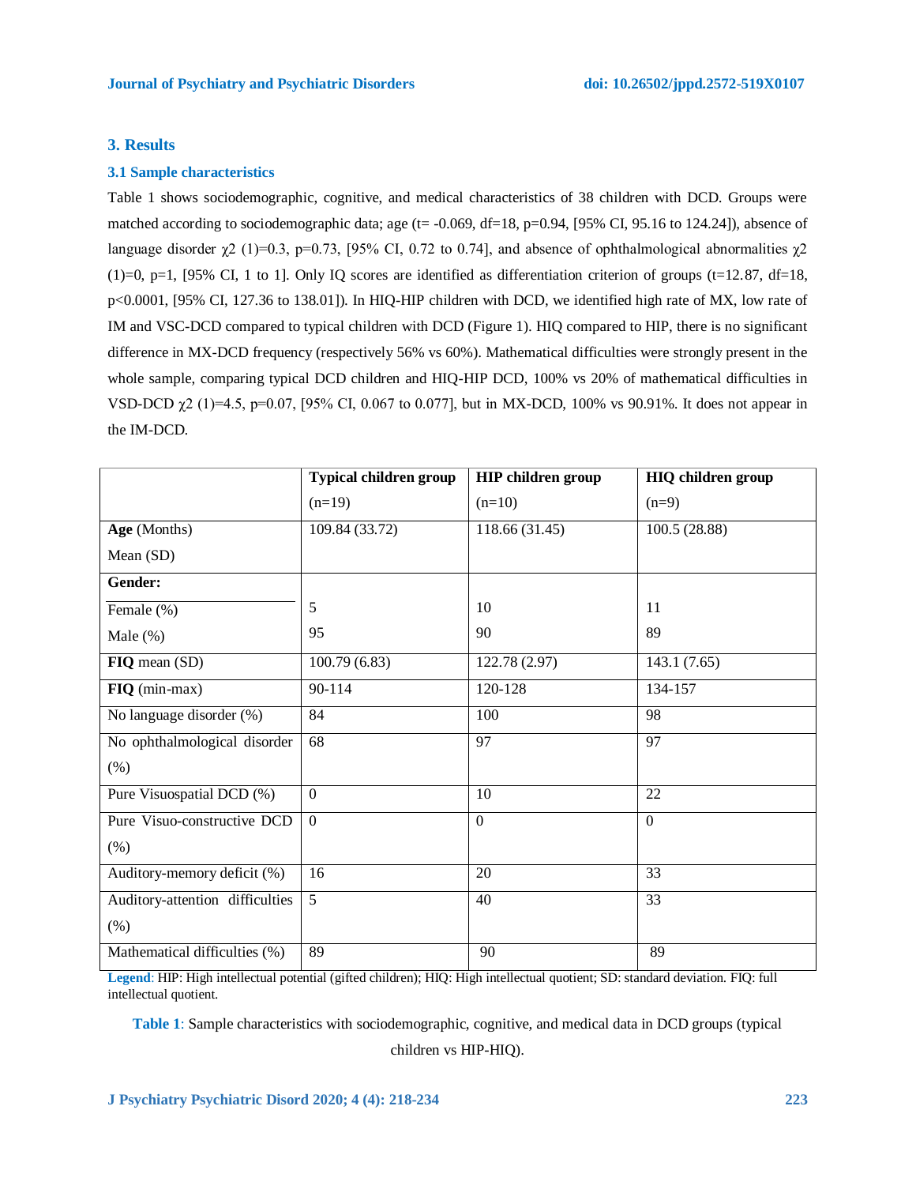## 3. Results

### 3.1 Sample characteristics

Table 1 shows sociodemographic, cognitive, and medical characteristics of 38 children with DCD. Groups were matched according to sociodemographic data; age (t= -0.069, df=18, p=0.94, [95% CI, 95.16 to 124.24]), absence of language disorder $\chi 2$ (1)=0.3, p=0.73, [95% CI, 0.72 to 0.74], and absence of ophthalmological abnormalities $\chi 2$ (1)=0, p=1, [95% CI, 1 to 1]. Only IQ scores are identified as differentiation criterion of groups (t=12.87, df=18, p<0.0001, [95% CI, 127.36 to 138.01]). In HIQ-HIP children with DCD, we identified high rate of MX, low rate of IM and VSC-DCD compared to typical children with DCD (Figure 1). HIQ compared to HIP, there is no significant difference in MX-DCD frequency (respectively 56% vs 60%). Mathematical difficulties were strongly present in the whole sample, comparing typical DCD children and HIQ-HIP DCD, 100% vs 20% of mathematical difficulties in VSD-DCD $\chi 2$ (1)=4.5, p=0.07, [95% CI, 0.067 to 0.077], but in MX-DCD, 100% vs 90.91%. It does not appear in the IM-DCD.

| | **Typical children group** (n=19) | **HIP children group** (n=10) | **HIQ children group** (n=9) |
|---|---|---|---|
| **Age** (Months) Mean (SD) | 109.84 (33.72) | 118.66 (31.45) | 100.5 (28.88) |
| **Gender:** | | | |
| Female (%) | 5 | 10 | 11 |
| Male (%) | 95 | 90 | 89 |
| **FIQ** mean (SD) | 100.79 (6.83) | 122.78 (2.97) | 143.1 (7.65) |
| **FIQ** (min-max) | 90-114 | 120-128 | 134-157 |
| No language disorder (%) | 84 | 100 | 98 |
| No ophthalmological disorder (%) | 68 | 97 | 97 |
| Pure Visuospatial DCD (%) | 0 | 10 | 22 |
| Pure Visuo-constructive DCD (%) | 0 | 0 | 0 |
| Auditory-memory deficit (%) | 16 | 20 | 33 |
| Auditory-attention difficulties (%) | 5 | 40 | 33 |
| Mathematical difficulties (%) | 89 | 90 | 89 |

**Legend**: HIP: High intellectual potential (gifted children); HIQ: High intellectual quotient; SD: standard deviation. FIQ: full intellectual quotient.

**Table 1**: Sample characteristics with sociodemographic, cognitive, and medical data in DCD groups (typical children vs HIP-HIQ).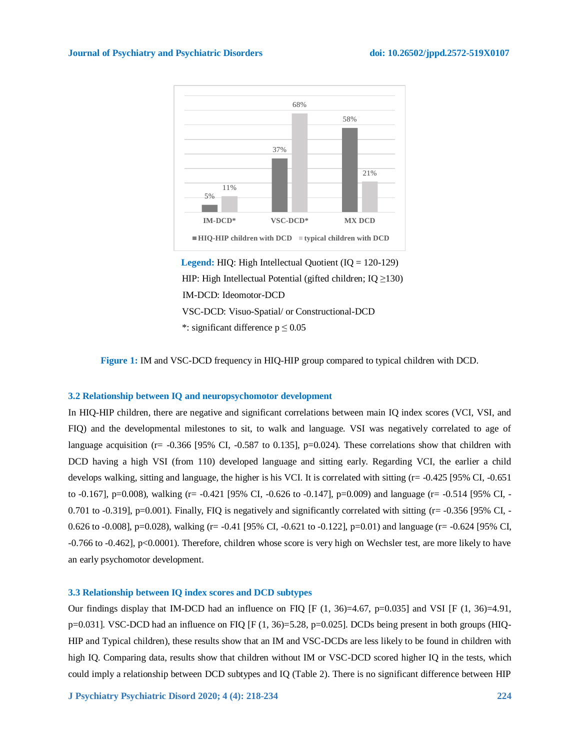**Legend:** HIQ: High Intellectual Quotient (IQ = 120-129)

HIP: High Intellectual Potential (gifted children; IQ ≥130)

IM-DCD: Ideomotor-DCD

VSC-DCD: Visuo-Spatial/ or Constructional-DCD

*: significant difference p ≤ 0.05

**Figure 1:** IM and VSC-DCD frequency in HIQ-HIP group compared to typical children with DCD.

### 3.2 Relationship between IQ and neuropsychomotor development

In HIQ-HIP children, there are negative and significant correlations between main IQ index scores (VCI, VSI, and FIQ) and the developmental milestones to sit, to walk and language. VSI was negatively correlated to age of language acquisition (r= -0.366 [95% CI, -0.587 to 0.135], p=0.024). These correlations show that children with DCD having a high VSI (from 110) developed language and sitting early. Regarding VCI, the earlier a child develops walking, sitting and language, the higher is his VCI. It is correlated with sitting (r= -0.425 [95% CI, -0.651 to -0.167], p=0.008), walking (r= -0.421 [95% CI, -0.626 to -0.147], p=0.009) and language (r= -0.514 [95% CI, -0.701 to -0.319], p=0.001). Finally, FIQ is negatively and significantly correlated with sitting (r= -0.356 [95% CI, -0.626 to -0.008], p=0.028), walking (r= -0.41 [95% CI, -0.621 to -0.122], p=0.01) and language (r= -0.624 [95% CI, -0.766 to -0.462], p<0.0001). Therefore, children whose score is very high on Wechsler test, are more likely to have an early psychomotor development.

### 3.3 Relationship between IQ index scores and DCD subtypes

Our findings display that IM-DCD had an influence on FIQ [F (1, 36)=4.67, p=0.035] and VSI [F (1, 36)=4.91, p=0.031]. VSC-DCD had an influence on FIQ [F (1, 36)=5.28, p=0.025]. DCDs being present in both groups (HIQ-HIP and Typical children), these results show that an IM and VSC-DCDs are less likely to be found in children with high IQ. Comparing data, results show that children without IM or VSC-DCD scored higher IQ in the tests, which could imply a relationship between DCD subtypes and IQ (Table 2). There is no significant difference between HIP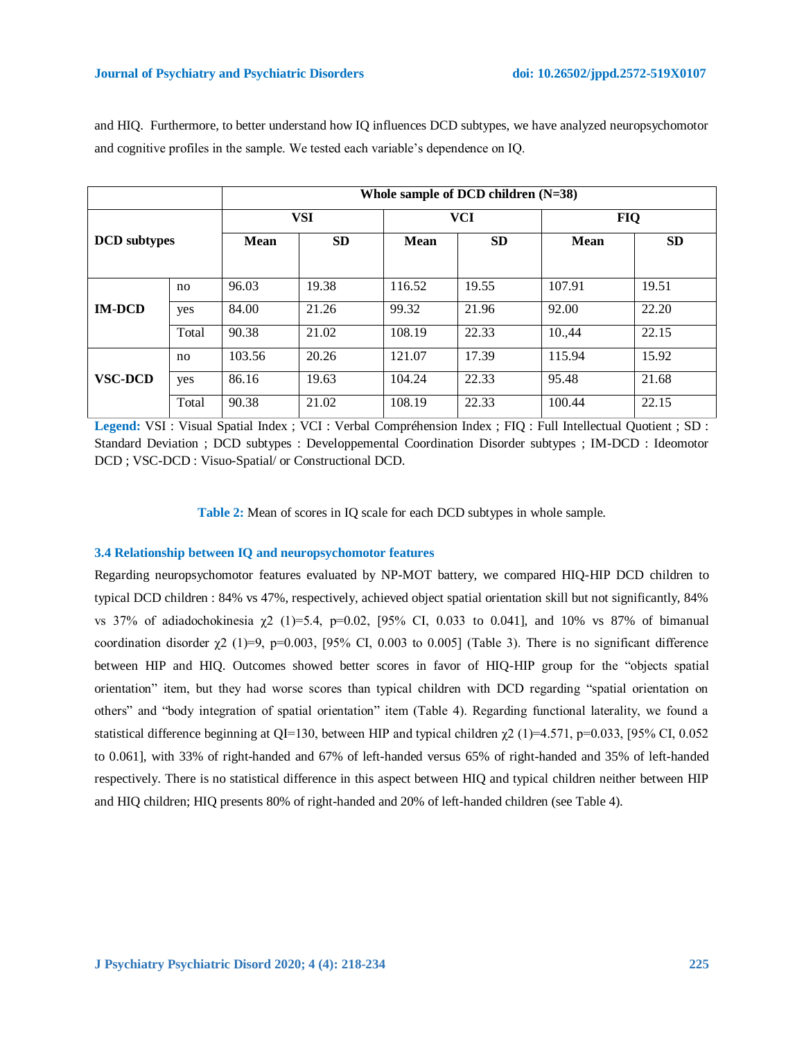and HIQ. Furthermore, to better understand how IQ influences DCD subtypes, we have analyzed neuropsychomotor and cognitive profiles in the sample. We tested each variable's dependence on IQ.

| | | Whole sample of DCD children (N=38) | | | | | |
|---|---|---|---|---|---|---|---|
| **DCD subtypes** | | **VSI** | | **VCI** | | **FIQ** | |
| | | **Mean** | **SD** | **Mean** | **SD** | **Mean** | **SD** |
| **IM-DCD** | no | 96.03 | 19.38 | 116.52 | 19.55 | 107.91 | 19.51 |
| | yes | 84.00 | 21.26 | 99.32 | 21.96 | 92.00 | 22.20 |
| | Total | 90.38 | 21.02 | 108.19 | 22.33 | 10.,44 | 22.15 |
| **VSC-DCD** | no | 103.56 | 20.26 | 121.07 | 17.39 | 115.94 | 15.92 |
| | yes | 86.16 | 19.63 | 104.24 | 22.33 | 95.48 | 21.68 |
| | Total | 90.38 | 21.02 | 108.19 | 22.33 | 100.44 | 22.15 |

**Legend:** VSI : Visual Spatial Index ; VCI : Verbal Compréhension Index ; FIQ : Full Intellectual Quotient ; SD : Standard Deviation ; DCD subtypes : Developpemental Coordination Disorder subtypes ; IM-DCD : Ideomotor DCD ; VSC-DCD : Visuo-Spatial/ or Constructional DCD.

**Table 2:** Mean of scores in IQ scale for each DCD subtypes in whole sample.

### 3.4 Relationship between IQ and neuropsychomotor features

Regarding neuropsychomotor features evaluated by NP-MOT battery, we compared HIQ-HIP DCD children to typical DCD children : 84% vs 47%, respectively, achieved object spatial orientation skill but not significantly, 84% vs 37% of adiadochokinesia $\chi2$ (1)=5.4, p=0.02, [95% CI, 0.033 to 0.041], and 10% vs 87% of bimanual coordination disorder $\chi2$ (1)=9, p=0.003, [95% CI, 0.003 to 0.005] (Table 3). There is no significant difference between HIP and HIQ. Outcomes showed better scores in favor of HIQ-HIP group for the "objects spatial orientation" item, but they had worse scores than typical children with DCD regarding "spatial orientation on others" and "body integration of spatial orientation" item (Table 4). Regarding functional laterality, we found a statistical difference beginning at QI=130, between HIP and typical children $\chi2$ (1)=4.571, p=0.033, [95% CI, 0.052 to 0.061], with 33% of right-handed and 67% of left-handed versus 65% of right-handed and 35% of left-handed respectively. There is no statistical difference in this aspect between HIQ and typical children neither between HIP and HIQ children; HIQ presents 80% of right-handed and 20% of left-handed children (see Table 4).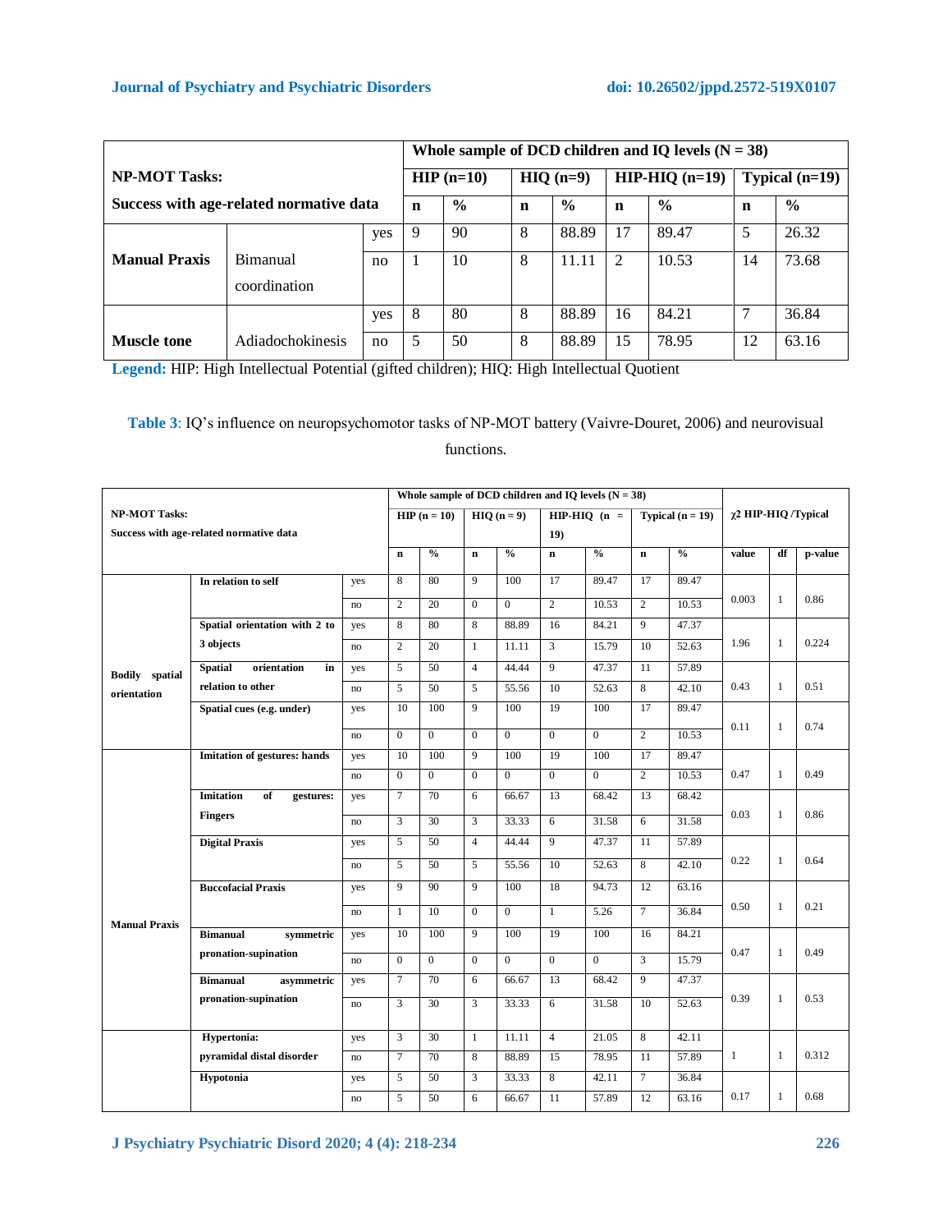| NP-MOT Tasks: Success with age-related normative data | | | Whole sample of DCD children and IQ levels (N = 38) | | | | | | | |
|---|---|---|---|---|---|---|---|---|---|---|
| | | | HIP (n=10) | | HIQ (n=9) | | HIP-HIQ (n=19) | | Typical (n=19) | |
| | | | n | % | n | % | n | % | n | % |
| Manual Praxis | Bimanual coordination | yes | 9 | 90 | 8 | 88.89 | 17 | 89.47 | 5 | 26.32 |
| | | no | 1 | 10 | 8 | 11.11 | 2 | 10.53 | 14 | 73.68 |
| Muscle tone | Adiadochokinesis | yes | 8 | 80 | 8 | 88.89 | 16 | 84.21 | 7 | 36.84 |
| | | no | 5 | 50 | 8 | 88.89 | 15 | 78.95 | 12 | 63.16 |

**Legend:** HIP: High Intellectual Potential (gifted children); HIQ: High Intellectual Quotient

**Table 3**: IQ's influence on neuropsychomotor tasks of NP-MOT battery (Vaivre-Douret, 2006) and neurovisual functions.

| NP-MOT Tasks: Success with age-related normative data | | | Whole sample of DCD children and IQ levels (N = 38) | | | | | | | | χ2 HIP-HIQ /Typical | | |
|---|---|---|---|---|---|---|---|---|---|---|---|---|---|
| | | | HIP (n = 10) | | HIQ (n = 9) | | HIP-HIQ (n = 19) | | Typical (n = 19) | | | | |
| | | | n | % | n | % | n | % | n | % | value | df | p-value |
| Bodily spatial orientation | In relation to self | yes | 8 | 80 | 9 | 100 | 17 | 89.47 | 17 | 89.47 | 0.003 | 1 | 0.86 |
| | | no | 2 | 20 | 0 | 0 | 2 | 10.53 | 2 | 10.53 | | | |
| | Spatial orientation with 2 to 3 objects | yes | 8 | 80 | 8 | 88.89 | 16 | 84.21 | 9 | 47.37 | 1.96 | 1 | 0.224 |
| | | no | 2 | 20 | 1 | 11.11 | 3 | 15.79 | 10 | 52.63 | | | |
| | Spatial orientation in relation to other | yes | 5 | 50 | 4 | 44.44 | 9 | 47.37 | 11 | 57.89 | 0.43 | 1 | 0.51 |
| | | no | 5 | 50 | 5 | 55.56 | 10 | 52.63 | 8 | 42.10 | | | |
| | Spatial cues (e.g. under) | yes | 10 | 100 | 9 | 100 | 19 | 100 | 17 | 89.47 | 0.11 | 1 | 0.74 |
| | | no | 0 | 0 | 0 | 0 | 0 | 0 | 2 | 10.53 | | | |
| Manual Praxis | Imitation of gestures: hands | yes | 10 | 100 | 9 | 100 | 19 | 100 | 17 | 89.47 | 0.47 | 1 | 0.49 |
| | | no | 0 | 0 | 0 | 0 | 0 | 0 | 2 | 10.53 | | | |
| | Imitation of gestures: Fingers | yes | 7 | 70 | 6 | 66.67 | 13 | 68.42 | 13 | 68.42 | 0.03 | 1 | 0.86 |
| | | no | 3 | 30 | 3 | 33.33 | 6 | 31.58 | 6 | 31.58 | | | |
| | Digital Praxis | yes | 5 | 50 | 4 | 44.44 | 9 | 47.37 | 11 | 57.89 | 0.22 | 1 | 0.64 |
| | | no | 5 | 50 | 5 | 55.56 | 10 | 52.63 | 8 | 42.10 | | | |
| | Buccofacial Praxis | yes | 9 | 90 | 9 | 100 | 18 | 94.73 | 12 | 63.16 | 0.50 | 1 | 0.21 |
| | | no | 1 | 10 | 0 | 0 | 1 | 5.26 | 7 | 36.84 | | | |
| | Bimanual symmetric pronation-supination | yes | 10 | 100 | 9 | 100 | 19 | 100 | 16 | 84.21 | 0.47 | 1 | 0.49 |
| | | no | 0 | 0 | 0 | 0 | 0 | 0 | 3 | 15.79 | | | |
| | Bimanual asymmetric pronation-supination | yes | 7 | 70 | 6 | 66.67 | 13 | 68.42 | 9 | 47.37 | 0.39 | 1 | 0.53 |
| | | no | 3 | 30 | 3 | 33.33 | 6 | 31.58 | 10 | 52.63 | | | |
| | Hypertonia: pyramidal distal disorder | yes | 3 | 30 | 1 | 11.11 | 4 | 21.05 | 8 | 42.11 | 1 | 1 | 0.312 |
| | | no | 7 | 70 | 8 | 88.89 | 15 | 78.95 | 11 | 57.89 | | | |
| | Hypotonia | yes | 5 | 50 | 3 | 33.33 | 8 | 42.11 | 7 | 36.84 | 0.17 | 1 | 0.68 |
| | | no | 5 | 50 | 6 | 66.67 | 11 | 57.89 | 12 | 63.16 | | | |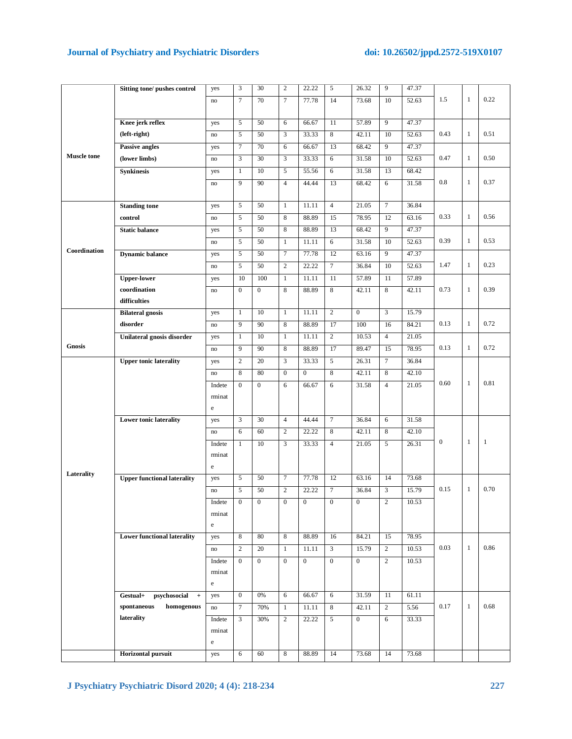| | | | | | | | | | | | | | |
|---|---|---|---|---|---|---|---|---|---|---|---|---|---|
| Muscle tone | **Sitting tone/ pushes control** | yes | 3 | 30 | 2 | 22.22 | 5 | 26.32 | 9 | 47.37 | 1.5 | 1 | 0.22 |
| | | no | 7 | 70 | 7 | 77.78 | 14 | 73.68 | 10 | 52.63 | | | |
| | **Knee jerk reflex (left-right)** | yes | 5 | 50 | 6 | 66.67 | 11 | 57.89 | 9 | 47.37 | 0.43 | 1 | 0.51 |
| | | no | 5 | 50 | 3 | 33.33 | 8 | 42.11 | 10 | 52.63 | | | |
| | **Passive angles (lower limbs)** | yes | 7 | 70 | 6 | 66.67 | 13 | 68.42 | 9 | 47.37 | 0.47 | 1 | 0.50 |
| | | no | 3 | 30 | 3 | 33.33 | 6 | 31.58 | 10 | 52.63 | | | |
| | **Synkinesis** | yes | 1 | 10 | 5 | 55.56 | 6 | 31.58 | 13 | 68.42 | 0.8 | 1 | 0.37 |
| | | no | 9 | 90 | 4 | 44.44 | 13 | 68.42 | 6 | 31.58 | | | |
| Coordination | **Standing tone control** | yes | 5 | 50 | 1 | 11.11 | 4 | 21.05 | 7 | 36.84 | 0.33 | 1 | 0.56 |
| | | no | 5 | 50 | 8 | 88.89 | 15 | 78.95 | 12 | 63.16 | | | |
| | **Static balance** | yes | 5 | 50 | 8 | 88.89 | 13 | 68.42 | 9 | 47.37 | 0.39 | 1 | 0.53 |
| | | no | 5 | 50 | 1 | 11.11 | 6 | 31.58 | 10 | 52.63 | | | |
| | **Dynamic balance** | yes | 5 | 50 | 7 | 77.78 | 12 | 63.16 | 9 | 47.37 | 1.47 | 1 | 0.23 |
| | | no | 5 | 50 | 2 | 22.22 | 7 | 36.84 | 10 | 52.63 | | | |
| | **Upper-lower coordination difficulties** | yes | 10 | 100 | 1 | 11.11 | 11 | 57.89 | 11 | 57.89 | 0.73 | 1 | 0.39 |
| | | no | 0 | 0 | 8 | 88.89 | 8 | 42.11 | 8 | 42.11 | | | |
| Gnosis | **Bilateral gnosis disorder** | yes | 1 | 10 | 1 | 11.11 | 2 | 0 | 3 | 15.79 | 0.13 | 1 | 0.72 |
| | | no | 9 | 90 | 8 | 88.89 | 17 | 100 | 16 | 84.21 | | | |
| | **Unilateral gnosis disorder** | yes | 1 | 10 | 1 | 11.11 | 2 | 10.53 | 4 | 21.05 | 0.13 | 1 | 0.72 |
| | | no | 9 | 90 | 8 | 88.89 | 17 | 89.47 | 15 | 78.95 | | | |
| Laterality | **Upper tonic laterality** | yes | 2 | 20 | 3 | 33.33 | 5 | 26.31 | 7 | 36.84 | 0.60 | 1 | 0.81 |
| | | no | 8 | 80 | 0 | 0 | 8 | 42.11 | 8 | 42.10 | | | |
| | | Indeterminate | 0 | 0 | 6 | 66.67 | 6 | 31.58 | 4 | 21.05 | | | |
| | **Lower tonic laterality** | yes | 3 | 30 | 4 | 44.44 | 7 | 36.84 | 6 | 31.58 | 0 | 1 | 1 |
| | | no | 6 | 60 | 2 | 22.22 | 8 | 42.11 | 8 | 42.10 | | | |
| | | Indeterminate | 1 | 10 | 3 | 33.33 | 4 | 21.05 | 5 | 26.31 | | | |
| | **Upper functional laterality** | yes | 5 | 50 | 7 | 77.78 | 12 | 63.16 | 14 | 73.68 | 0.15 | 1 | 0.70 |
| | | no | 5 | 50 | 2 | 22.22 | 7 | 36.84 | 3 | 15.79 | | | |
| | | Indeterminate | 0 | 0 | 0 | 0 | 0 | 0 | 2 | 10.53 | | | |
| | **Lower functional laterality** | yes | 8 | 80 | 8 | 88.89 | 16 | 84.21 | 15 | 78.95 | 0.03 | 1 | 0.86 |
| | | no | 2 | 20 | 1 | 11.11 | 3 | 15.79 | 2 | 10.53 | | | |
| | | Indeterminate | 0 | 0 | 0 | 0 | 0 | 0 | 2 | 10.53 | | | |
| | **Gestual+ psychosocial + spontaneous homogenous laterality** | yes | 0 | 0% | 6 | 66.67 | 6 | 31.59 | 11 | 61.11 | 0.17 | 1 | 0.68 |
| | | no | 7 | 70% | 1 | 11.11 | 8 | 42.11 | 2 | 5.56 | | | |
| | | Indeterminate | 3 | 30% | 2 | 22.22 | 5 | 0 | 6 | 33.33 | | | |
| | **Horizontal pursuit** | yes | 6 | 60 | 8 | 88.89 | 14 | 73.68 | 14 | 73.68 | | | |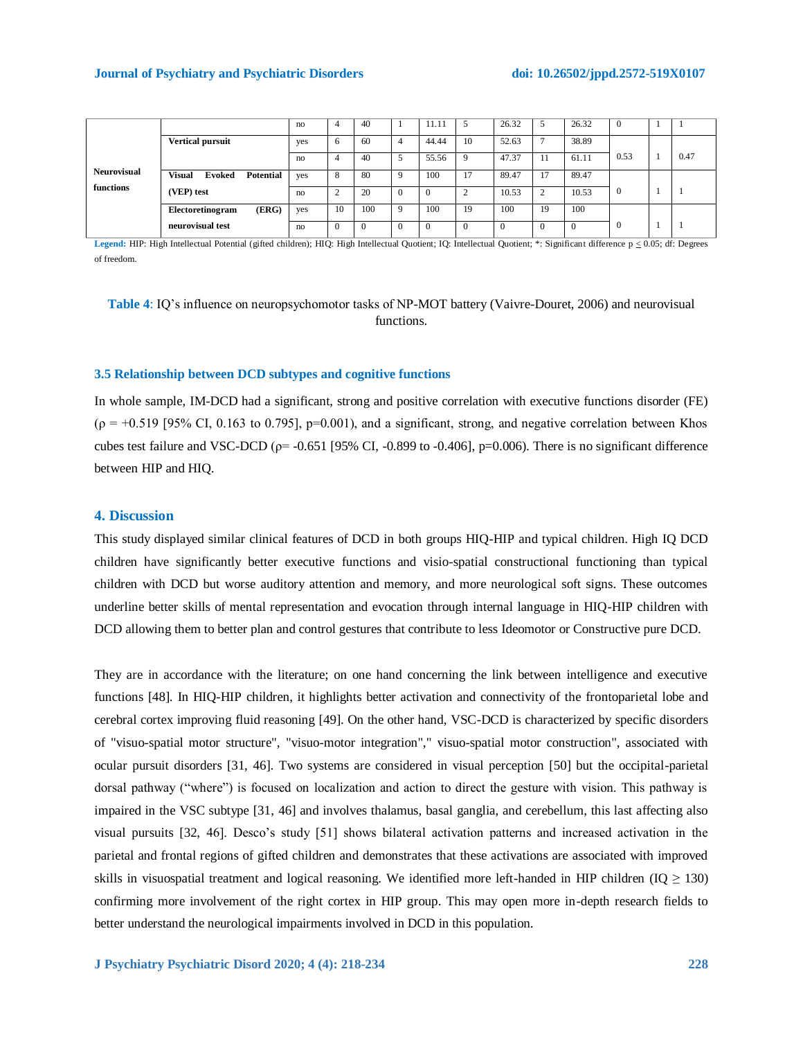|  |  |  |  |  |  |  |  |  |  |  |  |  |  |
|---|---|---|---|---|---|---|---|---|---|---|---|---|---|
| Neurovisual functions |  | no | 4 | 40 | 1 | 11.11 | 5 | 26.32 | 5 | 26.32 | 0 | 1 | 1 |
|  | Vertical pursuit | yes | 6 | 60 | 4 | 44.44 | 10 | 52.63 | 7 | 38.89 | 0.53 | 1 | 0.47 |
|  |  | no | 4 | 40 | 5 | 55.56 | 9 | 47.37 | 11 | 61.11 |  |  |  |
|  | Visual Evoked Potential (VEP) test | yes | 8 | 80 | 9 | 100 | 17 | 89.47 | 17 | 89.47 | 0 | 1 | 1 |
|  |  | no | 2 | 20 | 0 | 0 | 2 | 10.53 | 2 | 10.53 |  |  |  |
|  | Electoretinogram (ERG) neurovisual test | yes | 10 | 100 | 9 | 100 | 19 | 100 | 19 | 100 | 0 | 1 | 1 |
|  |  | no | 0 | 0 | 0 | 0 | 0 | 0 | 0 | 0 |  |  |  |

**Legend:** HIP: High Intellectual Potential (gifted children); HIQ: High Intellectual Quotient; IQ: Intellectual Quotient; *: Significant difference p ≤ 0.05; df: Degrees of freedom.

**Table 4**: IQ's influence on neuropsychomotor tasks of NP-MOT battery (Vaivre-Douret, 2006) and neurovisual functions.

### 3.5 Relationship between DCD subtypes and cognitive functions

In whole sample, IM-DCD had a significant, strong and positive correlation with executive functions disorder (FE) (ρ = +0.519 [95% CI, 0.163 to 0.795], p=0.001), and a significant, strong, and negative correlation between Khos cubes test failure and VSC-DCD (ρ= -0.651 [95% CI, -0.899 to -0.406], p=0.006). There is no significant difference between HIP and HIQ.

## 4. Discussion

This study displayed similar clinical features of DCD in both groups HIQ-HIP and typical children. High IQ DCD children have significantly better executive functions and visio-spatial constructional functioning than typical children with DCD but worse auditory attention and memory, and more neurological soft signs. These outcomes underline better skills of mental representation and evocation through internal language in HIQ-HIP children with DCD allowing them to better plan and control gestures that contribute to less Ideomotor or Constructive pure DCD.

They are in accordance with the literature; on one hand concerning the link between intelligence and executive functions [48]. In HIQ-HIP children, it highlights better activation and connectivity of the frontoparietal lobe and cerebral cortex improving fluid reasoning [49]. On the other hand, VSC-DCD is characterized by specific disorders of "visuo-spatial motor structure", "visuo-motor integration"," visuo-spatial motor construction", associated with ocular pursuit disorders [31, 46]. Two systems are considered in visual perception [50] but the occipital-parietal dorsal pathway ("where") is focused on localization and action to direct the gesture with vision. This pathway is impaired in the VSC subtype [31, 46] and involves thalamus, basal ganglia, and cerebellum, this last affecting also visual pursuits [32, 46]. Desco's study [51] shows bilateral activation patterns and increased activation in the parietal and frontal regions of gifted children and demonstrates that these activations are associated with improved skills in visuospatial treatment and logical reasoning. We identified more left-handed in HIP children (IQ ≥ 130) confirming more involvement of the right cortex in HIP group. This may open more in-depth research fields to better understand the neurological impairments involved in DCD in this population.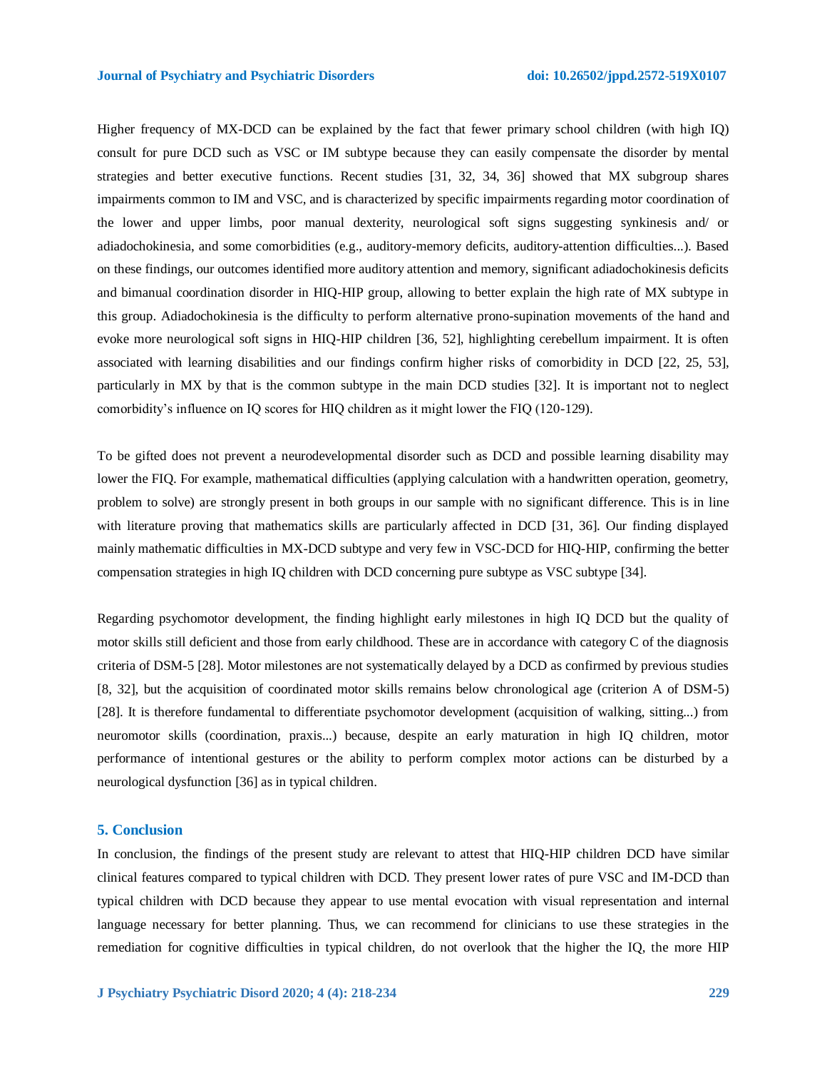Higher frequency of MX-DCD can be explained by the fact that fewer primary school children (with high IQ) consult for pure DCD such as VSC or IM subtype because they can easily compensate the disorder by mental strategies and better executive functions. Recent studies [31, 32, 34, 36] showed that MX subgroup shares impairments common to IM and VSC, and is characterized by specific impairments regarding motor coordination of the lower and upper limbs, poor manual dexterity, neurological soft signs suggesting synkinesis and/ or adiadochokinesia, and some comorbidities (e.g., auditory-memory deficits, auditory-attention difficulties...). Based on these findings, our outcomes identified more auditory attention and memory, significant adiadochokinesis deficits and bimanual coordination disorder in HIQ-HIP group, allowing to better explain the high rate of MX subtype in this group. Adiadochokinesia is the difficulty to perform alternative prono-supination movements of the hand and evoke more neurological soft signs in HIQ-HIP children [36, 52], highlighting cerebellum impairment. It is often associated with learning disabilities and our findings confirm higher risks of comorbidity in DCD [22, 25, 53], particularly in MX by that is the common subtype in the main DCD studies [32]. It is important not to neglect comorbidity's influence on IQ scores for HIQ children as it might lower the FIQ (120-129).

To be gifted does not prevent a neurodevelopmental disorder such as DCD and possible learning disability may lower the FIQ. For example, mathematical difficulties (applying calculation with a handwritten operation, geometry, problem to solve) are strongly present in both groups in our sample with no significant difference. This is in line with literature proving that mathematics skills are particularly affected in DCD [31, 36]. Our finding displayed mainly mathematic difficulties in MX-DCD subtype and very few in VSC-DCD for HIQ-HIP, confirming the better compensation strategies in high IQ children with DCD concerning pure subtype as VSC subtype [34].

Regarding psychomotor development, the finding highlight early milestones in high IQ DCD but the quality of motor skills still deficient and those from early childhood. These are in accordance with category C of the diagnosis criteria of DSM-5 [28]. Motor milestones are not systematically delayed by a DCD as confirmed by previous studies [8, 32], but the acquisition of coordinated motor skills remains below chronological age (criterion A of DSM-5) [28]. It is therefore fundamental to differentiate psychomotor development (acquisition of walking, sitting...) from neuromotor skills (coordination, praxis...) because, despite an early maturation in high IQ children, motor performance of intentional gestures or the ability to perform complex motor actions can be disturbed by a neurological dysfunction [36] as in typical children.

## 5. Conclusion

In conclusion, the findings of the present study are relevant to attest that HIQ-HIP children DCD have similar clinical features compared to typical children with DCD. They present lower rates of pure VSC and IM-DCD than typical children with DCD because they appear to use mental evocation with visual representation and internal language necessary for better planning. Thus, we can recommend for clinicians to use these strategies in the remediation for cognitive difficulties in typical children, do not overlook that the higher the IQ, the more HIP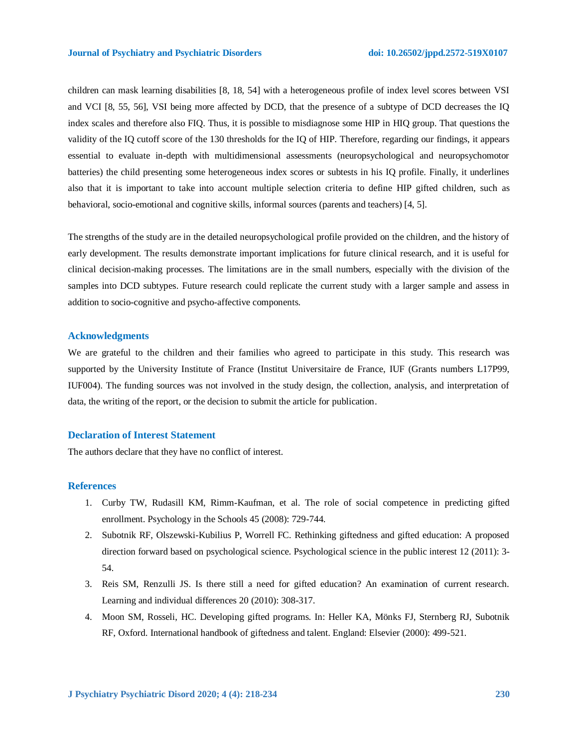children can mask learning disabilities [8, 18, 54] with a heterogeneous profile of index level scores between VSI and VCI [8, 55, 56], VSI being more affected by DCD, that the presence of a subtype of DCD decreases the IQ index scales and therefore also FIQ. Thus, it is possible to misdiagnose some HIP in HIQ group. That questions the validity of the IQ cutoff score of the 130 thresholds for the IQ of HIP. Therefore, regarding our findings, it appears essential to evaluate in-depth with multidimensional assessments (neuropsychological and neuropsychomotor batteries) the child presenting some heterogeneous index scores or subtests in his IQ profile. Finally, it underlines also that it is important to take into account multiple selection criteria to define HIP gifted children, such as behavioral, socio-emotional and cognitive skills, informal sources (parents and teachers) [4, 5].

The strengths of the study are in the detailed neuropsychological profile provided on the children, and the history of early development. The results demonstrate important implications for future clinical research, and it is useful for clinical decision-making processes. The limitations are in the small numbers, especially with the division of the samples into DCD subtypes. Future research could replicate the current study with a larger sample and assess in addition to socio-cognitive and psycho-affective components.

## Acknowledgments

We are grateful to the children and their families who agreed to participate in this study. This research was supported by the University Institute of France (Institut Universitaire de France, IUF (Grants numbers L17P99, IUF004). The funding sources was not involved in the study design, the collection, analysis, and interpretation of data, the writing of the report, or the decision to submit the article for publication.

## Declaration of Interest Statement

The authors declare that they have no conflict of interest.

## References

1. Curby TW, Rudasill KM, Rimm-Kaufman, et al. The role of social competence in predicting gifted enrollment. Psychology in the Schools 45 (2008): 729-744.
2. Subotnik RF, Olszewski-Kubilius P, Worrell FC. Rethinking giftedness and gifted education: A proposed direction forward based on psychological science. Psychological science in the public interest 12 (2011): 3-54.
3. Reis SM, Renzulli JS. Is there still a need for gifted education? An examination of current research. Learning and individual differences 20 (2010): 308-317.
4. Moon SM, Rosseli, HC. Developing gifted programs. In: Heller KA, Mönks FJ, Sternberg RJ, Subotnik RF, Oxford. International handbook of giftedness and talent. England: Elsevier (2000): 499-521.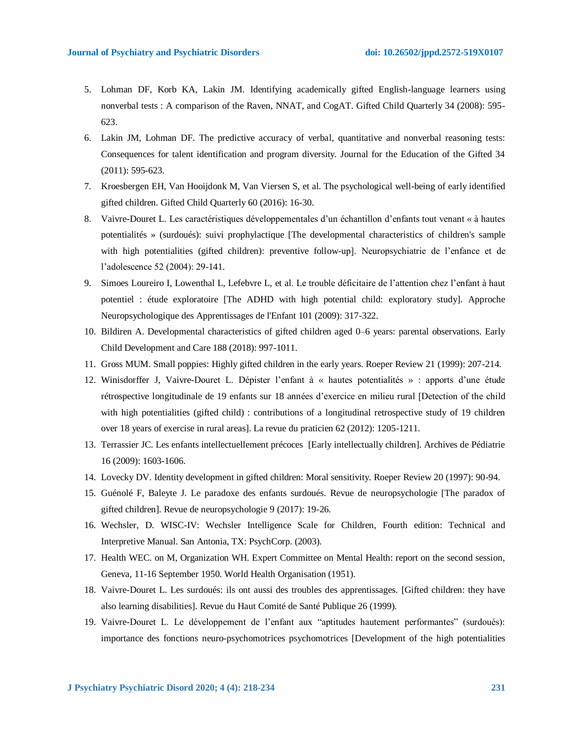5. Lohman DF, Korb KA, Lakin JM. Identifying academically gifted English-language learners using nonverbal tests : A comparison of the Raven, NNAT, and CogAT. Gifted Child Quarterly 34 (2008): 595-623.
6. Lakin JM, Lohman DF. The predictive accuracy of verbal, quantitative and nonverbal reasoning tests: Consequences for talent identification and program diversity. Journal for the Education of the Gifted 34 (2011): 595-623.
7. Kroesbergen EH, Van Hooijdonk M, Van Viersen S, et al. The psychological well-being of early identified gifted children. Gifted Child Quarterly 60 (2016): 16-30.
8. Vaivre-Douret L. Les caractéristiques développementales d'un échantillon d'enfants tout venant « à hautes potentialités » (surdoués): suivi prophylactique [The developmental characteristics of children's sample with high potentialities (gifted children): preventive follow-up]. Neuropsychiatrie de l'enfance et de l'adolescence 52 (2004): 29-141.
9. Simoes Loureiro I, Lowenthal L, Lefebvre L, et al. Le trouble déficitaire de l'attention chez l'enfant à haut potentiel : étude exploratoire [The ADHD with high potential child: exploratory study]. Approche Neuropsychologique des Apprentissages de l'Enfant 101 (2009): 317-322.
10. Bildiren A. Developmental characteristics of gifted children aged 0–6 years: parental observations. Early Child Development and Care 188 (2018): 997-1011.
11. Gross MUM. Small poppies: Highly gifted children in the early years. Roeper Review 21 (1999): 207-214.
12. Winisdorffer J, Vaivre-Douret L. Dépister l'enfant à « hautes potentialités » : apports d'une étude rétrospective longitudinale de 19 enfants sur 18 années d'exercice en milieu rural [Detection of the child with high potentialities (gifted child) : contributions of a longitudinal retrospective study of 19 children over 18 years of exercise in rural areas]. La revue du praticien 62 (2012): 1205-1211.
13. Terrassier JC. Les enfants intellectuellement précoces [Early intellectually children]. Archives de Pédiatrie 16 (2009): 1603-1606.
14. Lovecky DV. Identity development in gifted children: Moral sensitivity. Roeper Review 20 (1997): 90-94.
15. Guénolé F, Baleyte J. Le paradoxe des enfants surdoués. Revue de neuropsychologie [The paradox of gifted children]. Revue de neuropsychologie 9 (2017): 19-26.
16. Wechsler, D. WISC-IV: Wechsler Intelligence Scale for Children, Fourth edition: Technical and Interpretive Manual. San Antonia, TX: PsychCorp. (2003).
17. Health WEC. on M, Organization WH. Expert Committee on Mental Health: report on the second session, Geneva, 11-16 September 1950. World Health Organisation (1951).
18. Vaivre-Douret L. Les surdoués: ils ont aussi des troubles des apprentissages. [Gifted children: they have also learning disabilities]. Revue du Haut Comité de Santé Publique 26 (1999).
19. Vaivre-Douret L. Le développement de l'enfant aux "aptitudes hautement performantes" (surdoués): importance des fonctions neuro-psychomotrices psychomotrices [Development of the high potentialities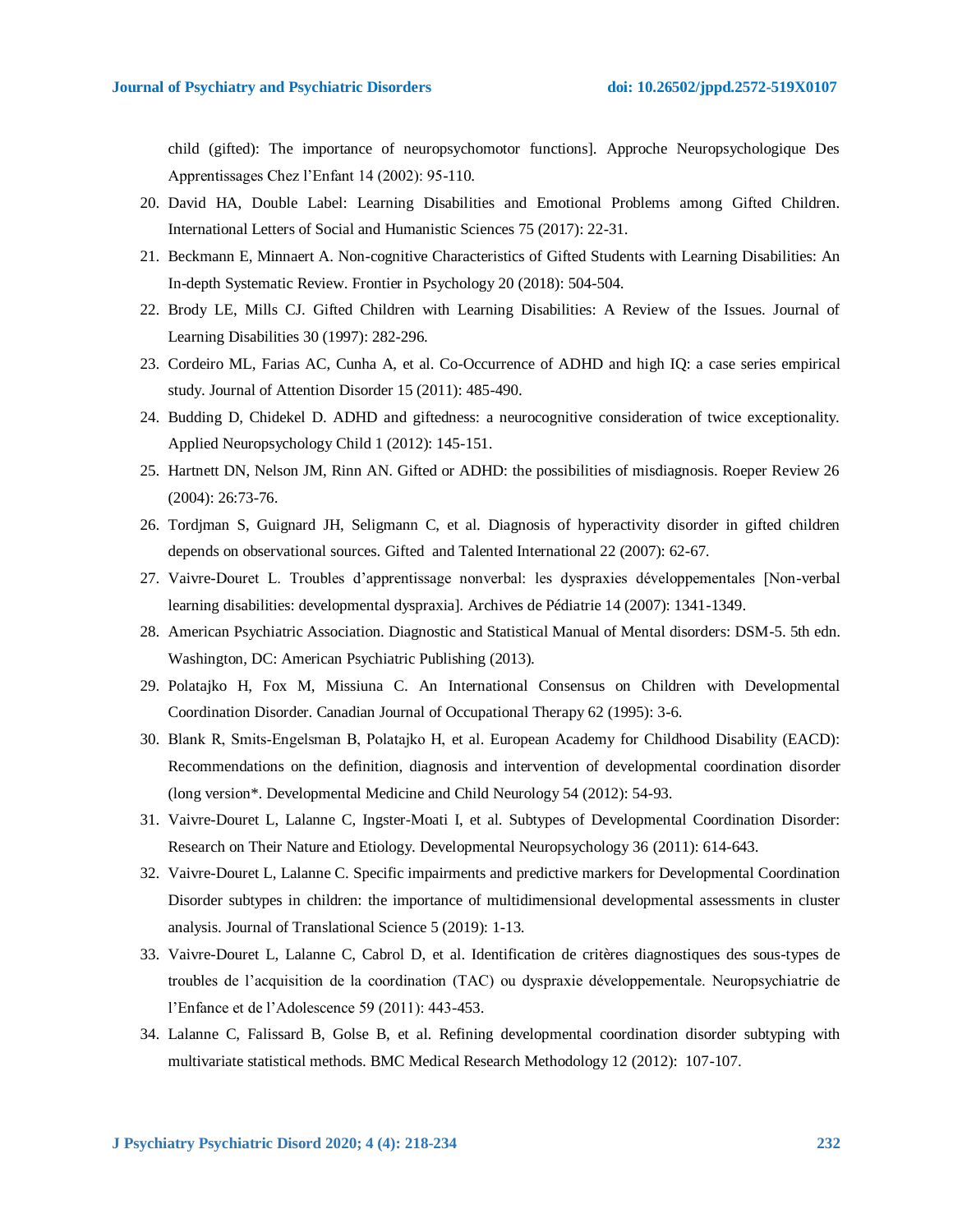child (gifted): The importance of neuropsychomotor functions]. Approche Neuropsychologique Des Apprentissages Chez l'Enfant 14 (2002): 95-110.

20. David HA, Double Label: Learning Disabilities and Emotional Problems among Gifted Children. International Letters of Social and Humanistic Sciences 75 (2017): 22-31.
21. Beckmann E, Minnaert A. Non-cognitive Characteristics of Gifted Students with Learning Disabilities: An In-depth Systematic Review. Frontier in Psychology 20 (2018): 504-504.
22. Brody LE, Mills CJ. Gifted Children with Learning Disabilities: A Review of the Issues. Journal of Learning Disabilities 30 (1997): 282-296.
23. Cordeiro ML, Farias AC, Cunha A, et al. Co-Occurrence of ADHD and high IQ: a case series empirical study. Journal of Attention Disorder 15 (2011): 485-490.
24. Budding D, Chidekel D. ADHD and giftedness: a neurocognitive consideration of twice exceptionality. Applied Neuropsychology Child 1 (2012): 145-151.
25. Hartnett DN, Nelson JM, Rinn AN. Gifted or ADHD: the possibilities of misdiagnosis. Roeper Review 26 (2004): 26:73-76.
26. Tordjman S, Guignard JH, Seligmann C, et al. Diagnosis of hyperactivity disorder in gifted children depends on observational sources. Gifted and Talented International 22 (2007): 62-67.
27. Vaivre-Douret L. Troubles d'apprentissage nonverbal: les dyspraxies développementales [Non-verbal learning disabilities: developmental dyspraxia]. Archives de Pédiatrie 14 (2007): 1341-1349.
28. American Psychiatric Association. Diagnostic and Statistical Manual of Mental disorders: DSM-5. 5th edn. Washington, DC: American Psychiatric Publishing (2013).
29. Polatajko H, Fox M, Missiuna C. An International Consensus on Children with Developmental Coordination Disorder. Canadian Journal of Occupational Therapy 62 (1995): 3-6.
30. Blank R, Smits-Engelsman B, Polatajko H, et al. European Academy for Childhood Disability (EACD): Recommendations on the definition, diagnosis and intervention of developmental coordination disorder (long version*. Developmental Medicine and Child Neurology 54 (2012): 54-93.
31. Vaivre-Douret L, Lalanne C, Ingster-Moati I, et al. Subtypes of Developmental Coordination Disorder: Research on Their Nature and Etiology. Developmental Neuropsychology 36 (2011): 614-643.
32. Vaivre-Douret L, Lalanne C. Specific impairments and predictive markers for Developmental Coordination Disorder subtypes in children: the importance of multidimensional developmental assessments in cluster analysis. Journal of Translational Science 5 (2019): 1-13.
33. Vaivre-Douret L, Lalanne C, Cabrol D, et al. Identification de critères diagnostiques des sous-types de troubles de l'acquisition de la coordination (TAC) ou dyspraxie développementale. Neuropsychiatrie de l'Enfance et de l'Adolescence 59 (2011): 443-453.
34. Lalanne C, Falissard B, Golse B, et al. Refining developmental coordination disorder subtyping with multivariate statistical methods. BMC Medical Research Methodology 12 (2012): 107-107.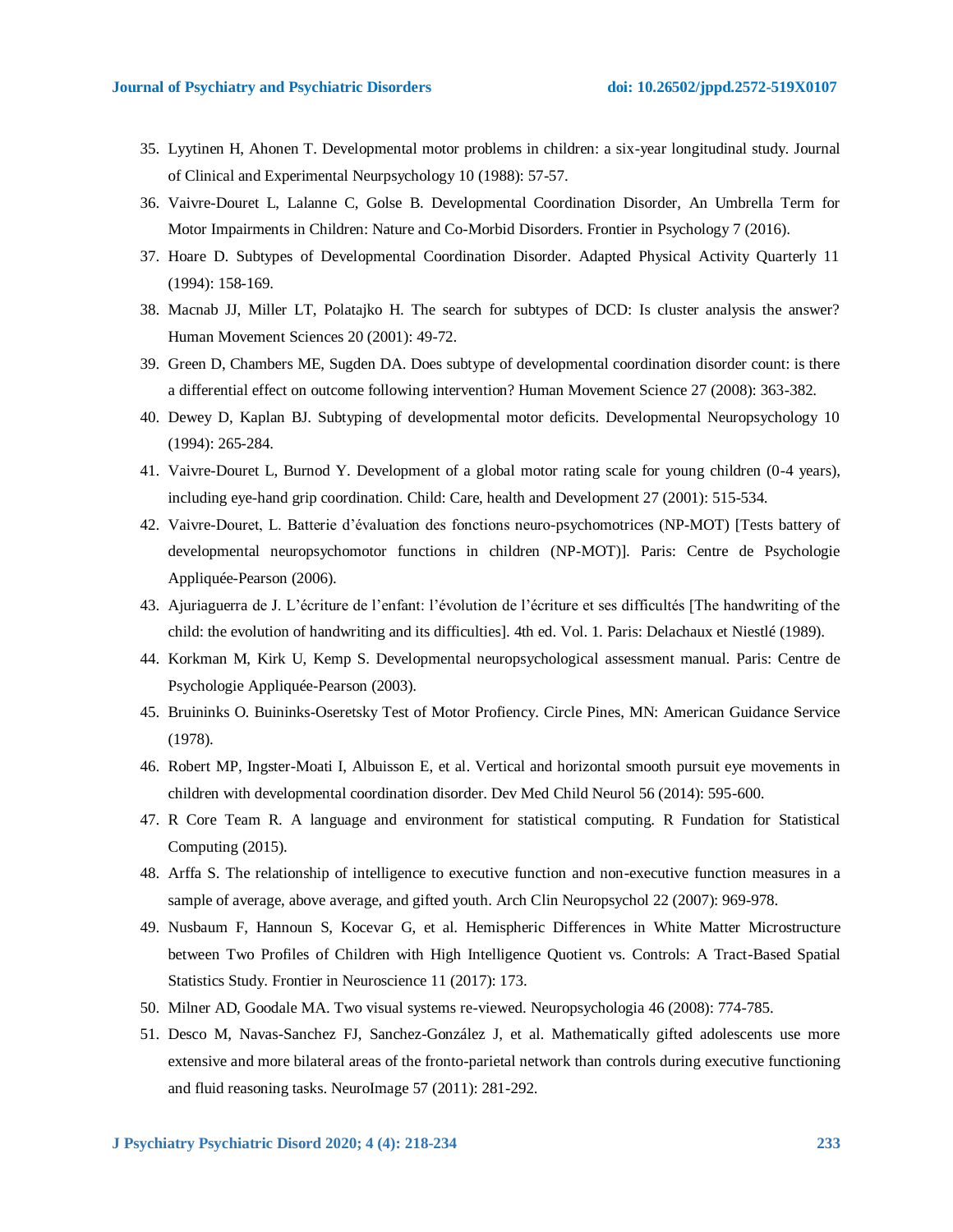35. Lyytinen H, Ahonen T. Developmental motor problems in children: a six-year longitudinal study. Journal of Clinical and Experimental Neurpsychology 10 (1988): 57-57.
36. Vaivre-Douret L, Lalanne C, Golse B. Developmental Coordination Disorder, An Umbrella Term for Motor Impairments in Children: Nature and Co-Morbid Disorders. Frontier in Psychology 7 (2016).
37. Hoare D. Subtypes of Developmental Coordination Disorder. Adapted Physical Activity Quarterly 11 (1994): 158-169.
38. Macnab JJ, Miller LT, Polatajko H. The search for subtypes of DCD: Is cluster analysis the answer? Human Movement Sciences 20 (2001): 49-72.
39. Green D, Chambers ME, Sugden DA. Does subtype of developmental coordination disorder count: is there a differential effect on outcome following intervention? Human Movement Science 27 (2008): 363-382.
40. Dewey D, Kaplan BJ. Subtyping of developmental motor deficits. Developmental Neuropsychology 10 (1994): 265-284.
41. Vaivre-Douret L, Burnod Y. Development of a global motor rating scale for young children (0-4 years), including eye-hand grip coordination. Child: Care, health and Development 27 (2001): 515-534.
42. Vaivre-Douret, L. Batterie d'évaluation des fonctions neuro-psychomotrices (NP-MOT) [Tests battery of developmental neuropsychomotor functions in children (NP-MOT)]. Paris: Centre de Psychologie Appliquée-Pearson (2006).
43. Ajuriaguerra de J. L'écriture de l'enfant: l'évolution de l'écriture et ses difficultés [The handwriting of the child: the evolution of handwriting and its difficulties]. 4th ed. Vol. 1. Paris: Delachaux et Niestlé (1989).
44. Korkman M, Kirk U, Kemp S. Developmental neuropsychological assessment manual. Paris: Centre de Psychologie Appliquée-Pearson (2003).
45. Bruininks O. Buininks-Oseretsky Test of Motor Profiency. Circle Pines, MN: American Guidance Service (1978).
46. Robert MP, Ingster-Moati I, Albuisson E, et al. Vertical and horizontal smooth pursuit eye movements in children with developmental coordination disorder. Dev Med Child Neurol 56 (2014): 595-600.
47. R Core Team R. A language and environment for statistical computing. R Fundation for Statistical Computing (2015).
48. Arffa S. The relationship of intelligence to executive function and non-executive function measures in a sample of average, above average, and gifted youth. Arch Clin Neuropsychol 22 (2007): 969-978.
49. Nusbaum F, Hannoun S, Kocevar G, et al. Hemispheric Differences in White Matter Microstructure between Two Profiles of Children with High Intelligence Quotient vs. Controls: A Tract-Based Spatial Statistics Study. Frontier in Neuroscience 11 (2017): 173.
50. Milner AD, Goodale MA. Two visual systems re-viewed. Neuropsychologia 46 (2008): 774-785.
51. Desco M, Navas-Sanchez FJ, Sanchez-González J, et al. Mathematically gifted adolescents use more extensive and more bilateral areas of the fronto-parietal network than controls during executive functioning and fluid reasoning tasks. NeuroImage 57 (2011): 281-292.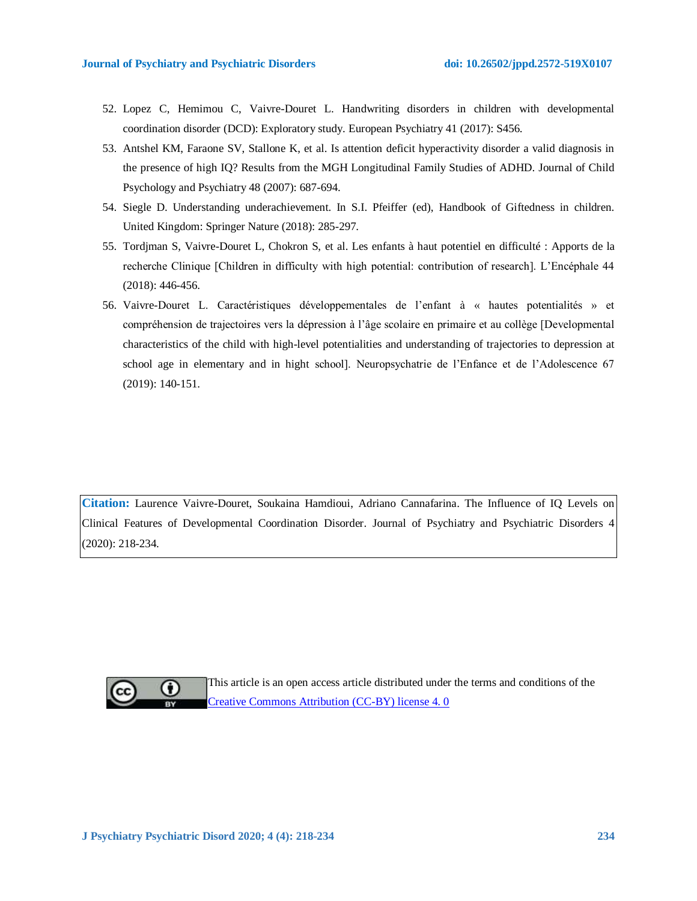52. Lopez C, Hemimou C, Vaivre-Douret L. Handwriting disorders in children with developmental coordination disorder (DCD): Exploratory study. European Psychiatry 41 (2017): S456.
53. Antshel KM, Faraone SV, Stallone K, et al. Is attention deficit hyperactivity disorder a valid diagnosis in the presence of high IQ? Results from the MGH Longitudinal Family Studies of ADHD. Journal of Child Psychology and Psychiatry 48 (2007): 687-694.
54. Siegle D. Understanding underachievement. In S.I. Pfeiffer (ed), Handbook of Giftedness in children. United Kingdom: Springer Nature (2018): 285-297.
55. Tordjman S, Vaivre-Douret L, Chokron S, et al. Les enfants à haut potentiel en difficulté : Apports de la recherche Clinique [Children in difficulty with high potential: contribution of research]. L'Encéphale 44 (2018): 446-456.
56. Vaivre-Douret L. Caractéristiques développementales de l'enfant à « hautes potentialités » et compréhension de trajectoires vers la dépression à l'âge scolaire en primaire et au collège [Developmental characteristics of the child with high-level potentialities and understanding of trajectories to depression at school age in elementary and in hight school]. Neuropsychatrie de l'Enfance et de l'Adolescence 67 (2019): 140-151.

**Citation:** Laurence Vaivre-Douret, Soukaina Hamdioui, Adriano Cannafarina. The Influence of IQ Levels on Clinical Features of Developmental Coordination Disorder. Journal of Psychiatry and Psychiatric Disorders 4 (2020): 218-234.

This article is an open access article distributed under the terms and conditions of the [Creative Commons Attribution (CC-BY) license 4. 0]